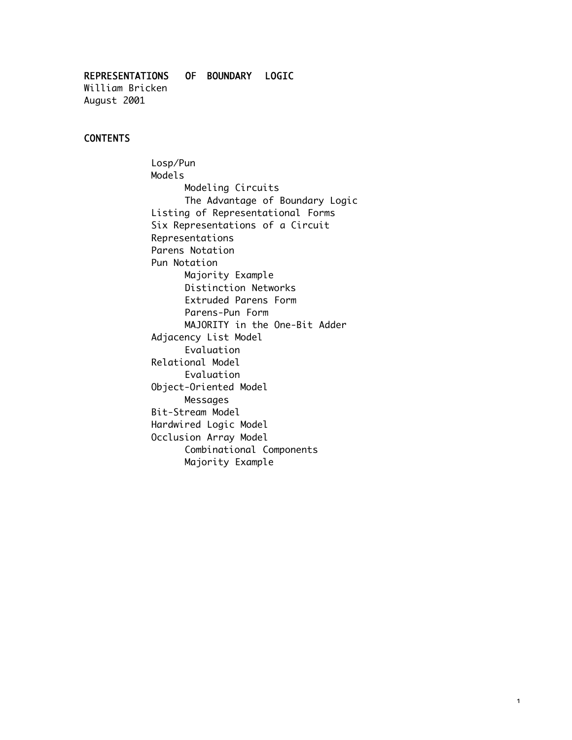# REPRESENTATIONS OF BOUNDARY LOGIC

William Bricken
August 2001

## CONTENTS

- Losp/Pun
- Models
  - Modeling Circuits
  - The Advantage of Boundary Logic
- Listing of Representational Forms
- Six Representations of a Circuit
- Representations
- Parens Notation
- Pun Notation
  - Majority Example
  - Distinction Networks
  - Extruded Parens Form
  - Parens-Pun Form
  - MAJORITY in the One-Bit Adder
- Adjacency List Model
  - Evaluation
- Relational Model
  - Evaluation
- Object-Oriented Model
  - Messages
- Bit-Stream Model
- Hardwired Logic Model
- Occlusion Array Model
  - Combinational Components
  - Majority Example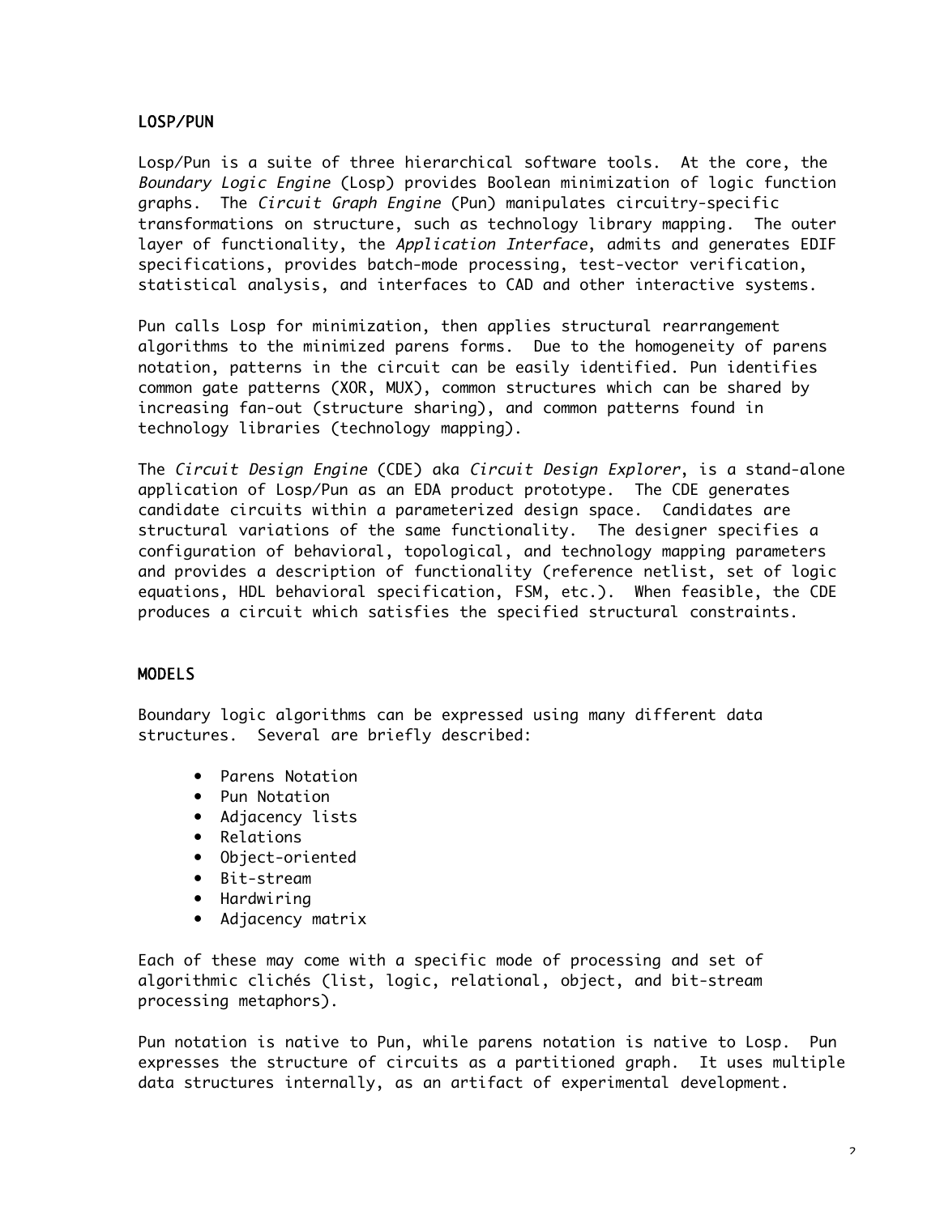## LOSP/PUN

Losp/Pun is a suite of three hierarchical software tools. At the core, the *Boundary Logic Engine* (Losp) provides Boolean minimization of logic function graphs. The *Circuit Graph Engine* (Pun) manipulates circuitry-specific transformations on structure, such as technology library mapping. The outer layer of functionality, the *Application Interface*, admits and generates EDIF specifications, provides batch-mode processing, test-vector verification, statistical analysis, and interfaces to CAD and other interactive systems.

Pun calls Losp for minimization, then applies structural rearrangement algorithms to the minimized parens forms. Due to the homogeneity of parens notation, patterns in the circuit can be easily identified. Pun identifies common gate patterns (XOR, MUX), common structures which can be shared by increasing fan-out (structure sharing), and common patterns found in technology libraries (technology mapping).

The *Circuit Design Engine* (CDE) aka *Circuit Design Explorer*, is a stand-alone application of Losp/Pun as an EDA product prototype. The CDE generates candidate circuits within a parameterized design space. Candidates are structural variations of the same functionality. The designer specifies a configuration of behavioral, topological, and technology mapping parameters and provides a description of functionality (reference netlist, set of logic equations, HDL behavioral specification, FSM, etc.). When feasible, the CDE produces a circuit which satisfies the specified structural constraints.

## MODELS

Boundary logic algorithms can be expressed using many different data structures. Several are briefly described:

- Parens Notation
- Pun Notation
- Adjacency lists
- Relations
- Object-oriented
- Bit-stream
- Hardwiring
- Adjacency matrix

Each of these may come with a specific mode of processing and set of algorithmic clichés (list, logic, relational, object, and bit-stream processing metaphors).

Pun notation is native to Pun, while parens notation is native to Losp. Pun expresses the structure of circuits as a partitioned graph. It uses multiple data structures internally, as an artifact of experimental development.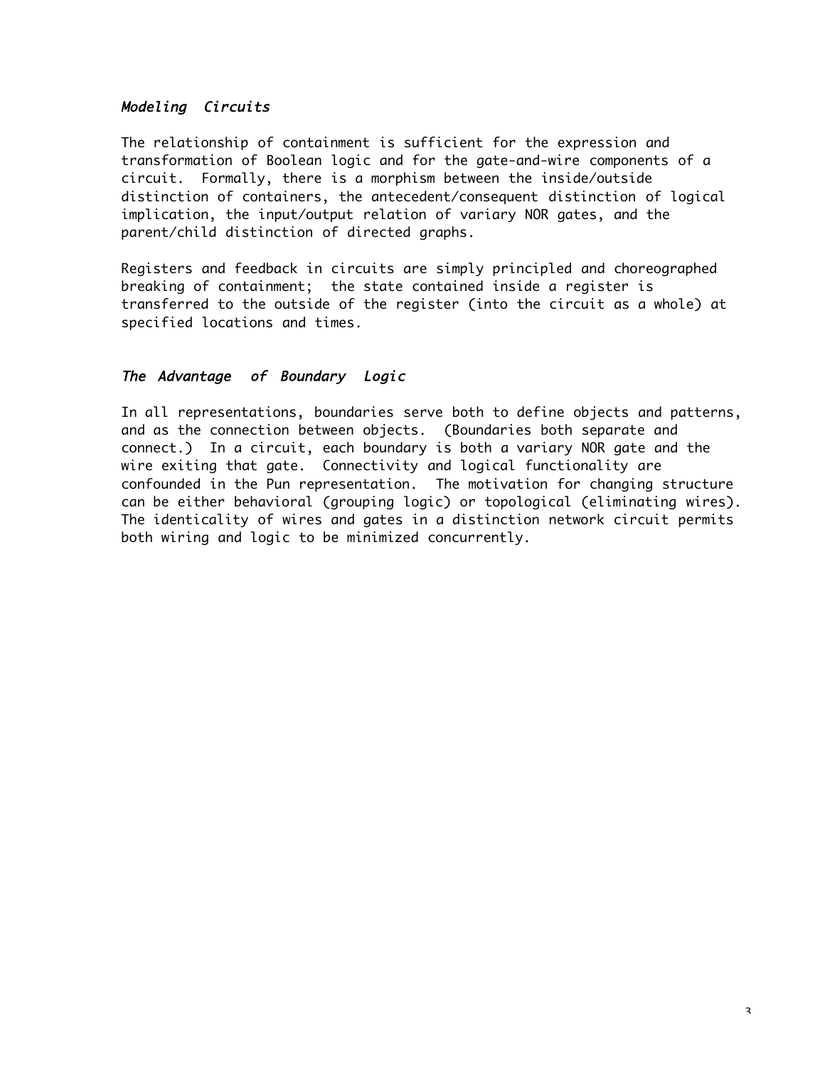### *Modeling Circuits*

The relationship of containment is sufficient for the expression and transformation of Boolean logic and for the gate-and-wire components of a circuit. Formally, there is a morphism between the inside/outside distinction of containers, the antecedent/consequent distinction of logical implication, the input/output relation of variary NOR gates, and the parent/child distinction of directed graphs.

Registers and feedback in circuits are simply principled and choreographed breaking of containment; the state contained inside a register is transferred to the outside of the register (into the circuit as a whole) at specified locations and times.

### *The Advantage of Boundary Logic*

In all representations, boundaries serve both to define objects and patterns, and as the connection between objects. (Boundaries both separate and connect.) In a circuit, each boundary is both a variary NOR gate and the wire exiting that gate. Connectivity and logical functionality are confounded in the Pun representation. The motivation for changing structure can be either behavioral (grouping logic) or topological (eliminating wires). The identicality of wires and gates in a distinction network circuit permits both wiring and logic to be minimized concurrently.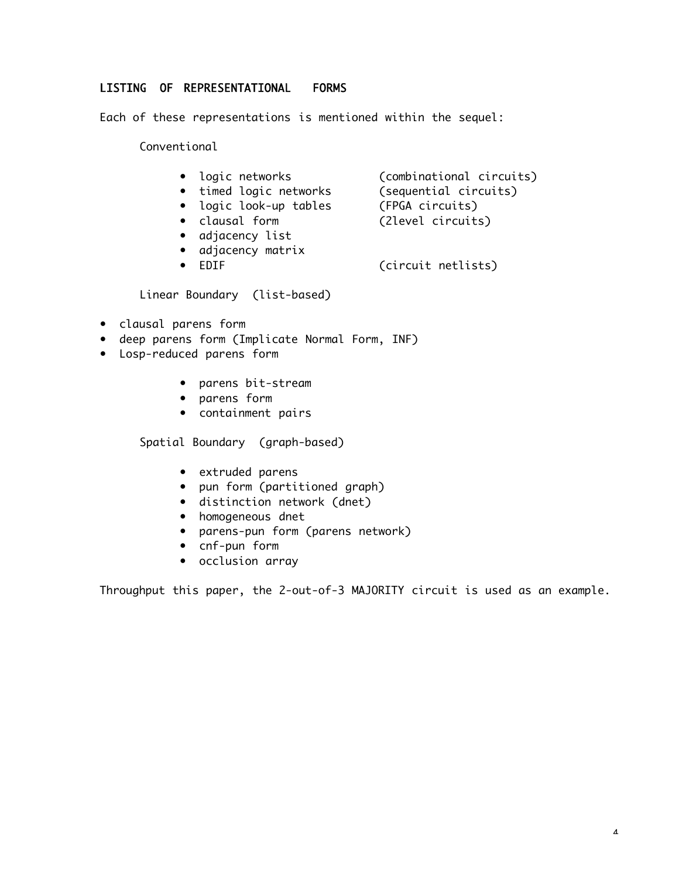## LISTING OF REPRESENTATIONAL FORMS

Each of these representations is mentioned within the sequel:

Conventional

- logic networks (combinational circuits)
- timed logic networks (sequential circuits)
- logic look-up tables (FPGA circuits)
- clausal form (2level circuits)
- adjacency list
- adjacency matrix
- EDIF (circuit netlists)

Linear Boundary (list-based)

- clausal parens form
- deep parens form (Implicate Normal Form, INF)
- Losp-reduced parens form
  - parens bit-stream
  - parens form
  - containment pairs

Spatial Boundary (graph-based)

- extruded parens
- pun form (partitioned graph)
- distinction network (dnet)
- homogeneous dnet
- parens-pun form (parens network)
- cnf-pun form
- occlusion array

Throughput this paper, the 2-out-of-3 MAJORITY circuit is used as an example.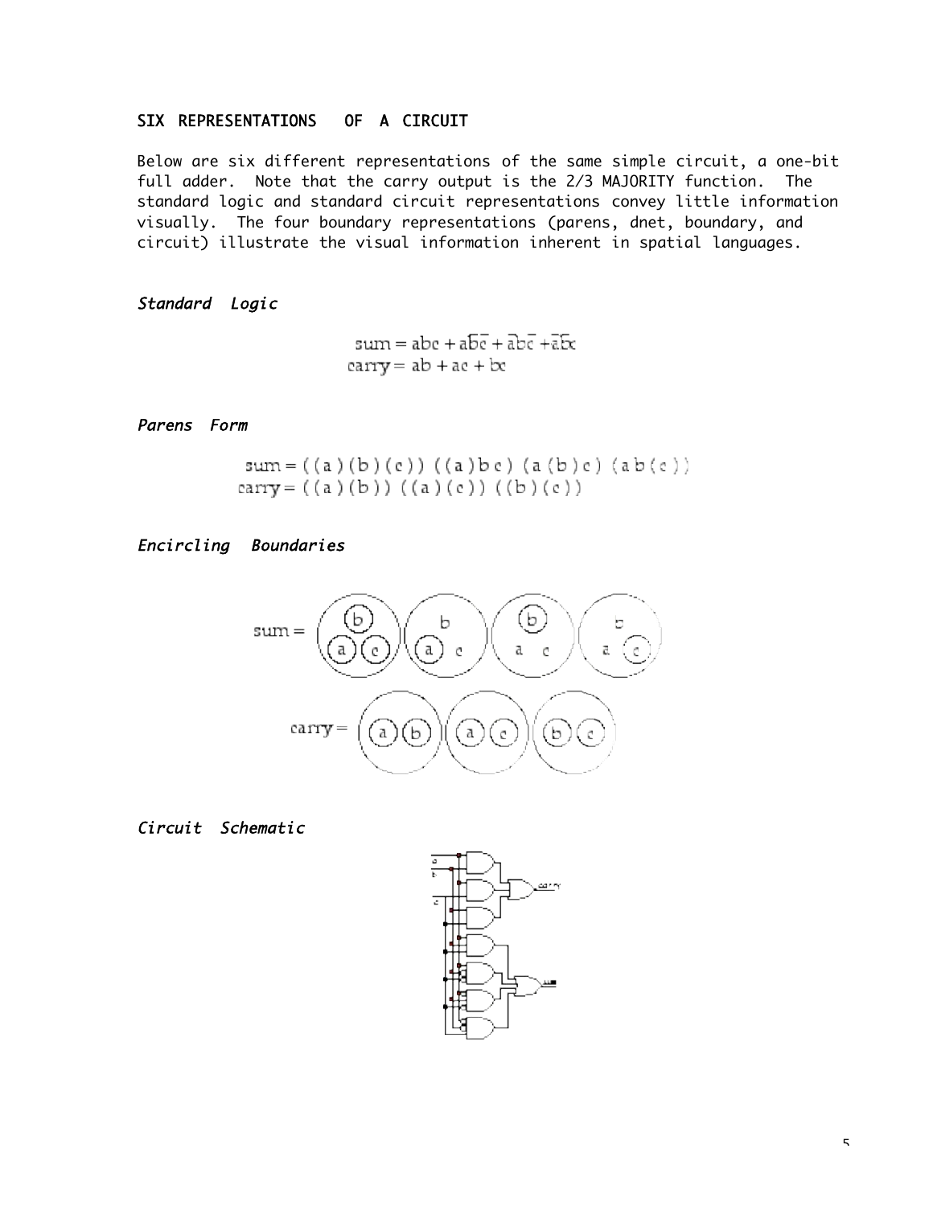## SIX REPRESENTATIONS OF A CIRCUIT

Below are six different representations of the same simple circuit, a one-bit full adder. Note that the carry output is the 2/3 MAJORITY function. The standard logic and standard circuit representations convey little information visually. The four boundary representations (parens, dnet, boundary, and circuit) illustrate the visual information inherent in spatial languages.

### *Standard Logic*

$$\text{sum} = abc + a\bar{b}\bar{c} + \bar{a}b\bar{c} + \bar{a}\bar{b}c$$
$$\text{carry} = ab + ac + bc$$

### *Parens Form*

sum = ((a)(b)(c)) ((a)bc) (a(b)c) (ab(c))
carry = ((a)(b)) ((a)(c)) ((b)(c))

### *Encircling Boundaries*

### *Circuit Schematic*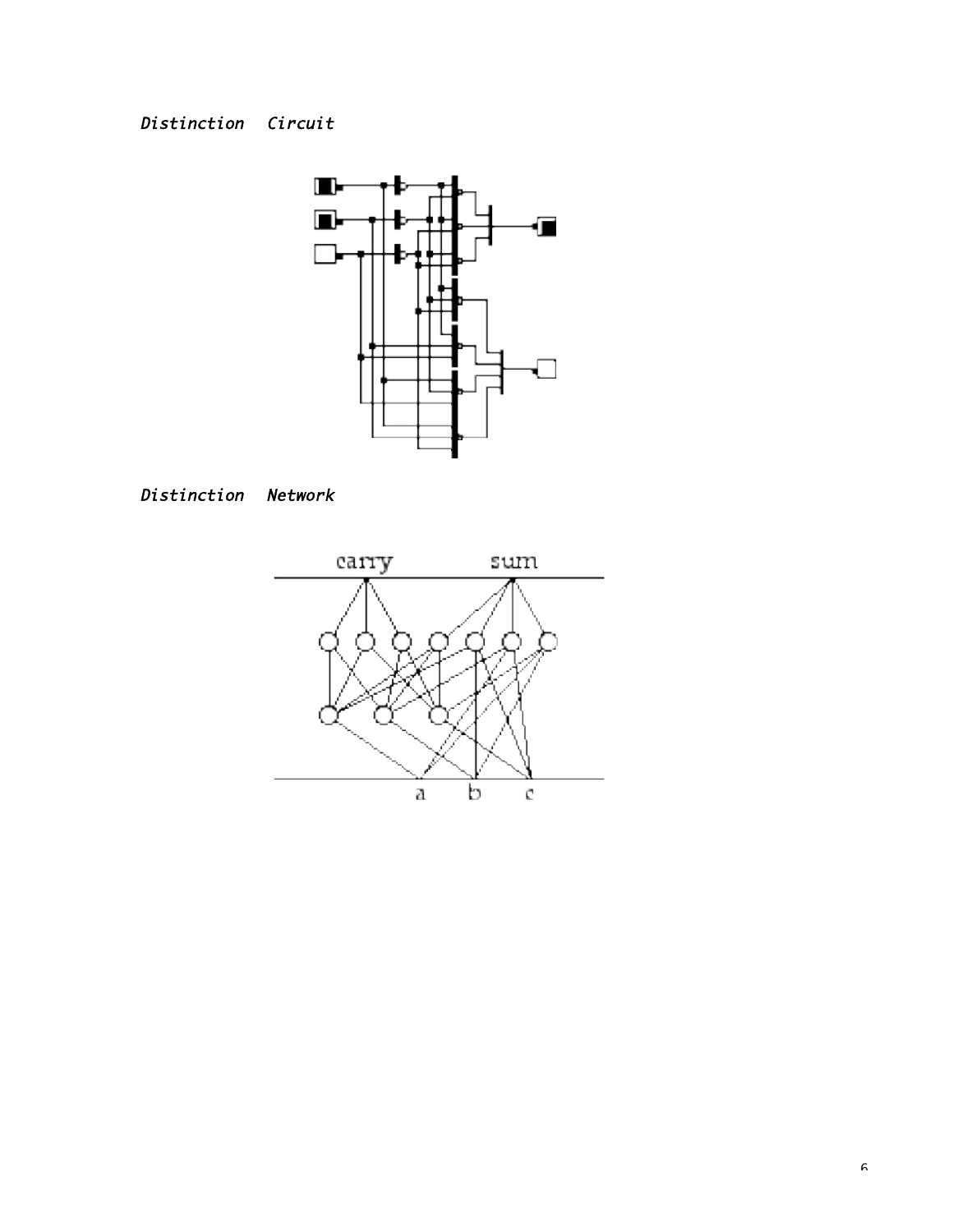*Distinction Circuit*

*Distinction Network*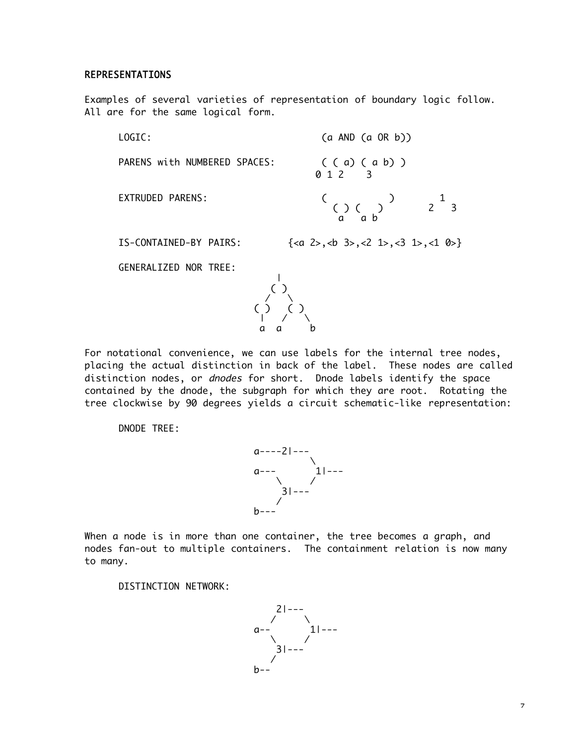## REPRESENTATIONS

Examples of several varieties of representation of boundary logic follow. All are for the same logical form.

```
LOGIC:                            (a AND (a OR b))

PARENS with NUMBERED SPACES:       ( ( a) ( a b) )
                                  0 1 2    3

EXTRUDED PARENS:                  (           )         1
                                    ( ) (   )         2   3
                                     a   a b

IS-CONTAINED-BY PAIRS:       {<a 2>,<b 3>,<2 1>,<3 1>,<1 0>}

GENERALIZED NOR TREE:
                                  |
                                 ( )
                                /   \
                              ( )   ( )
                               |   /   \
                               a  a     b
```

For notational convenience, we can use labels for the internal tree nodes, placing the actual distinction in back of the label. These nodes are called distinction nodes, or *dnodes* for short. Dnode labels identify the space contained by the dnode, the subgraph for which they are root. Rotating the tree clockwise by 90 degrees yields a circuit schematic-like representation:

DNODE TREE:

```
            a----2|---
                      \
            a---       1|---
                \     /
                 3|---
                /
            b---
```

When a node is in more than one container, the tree becomes a graph, and nodes fan-out to multiple containers. The containment relation is now many to many.

DISTINCTION NETWORK:

```
               2|---
              /     \
            a--      1|---
              \     /
               3|---
              /
            b--
```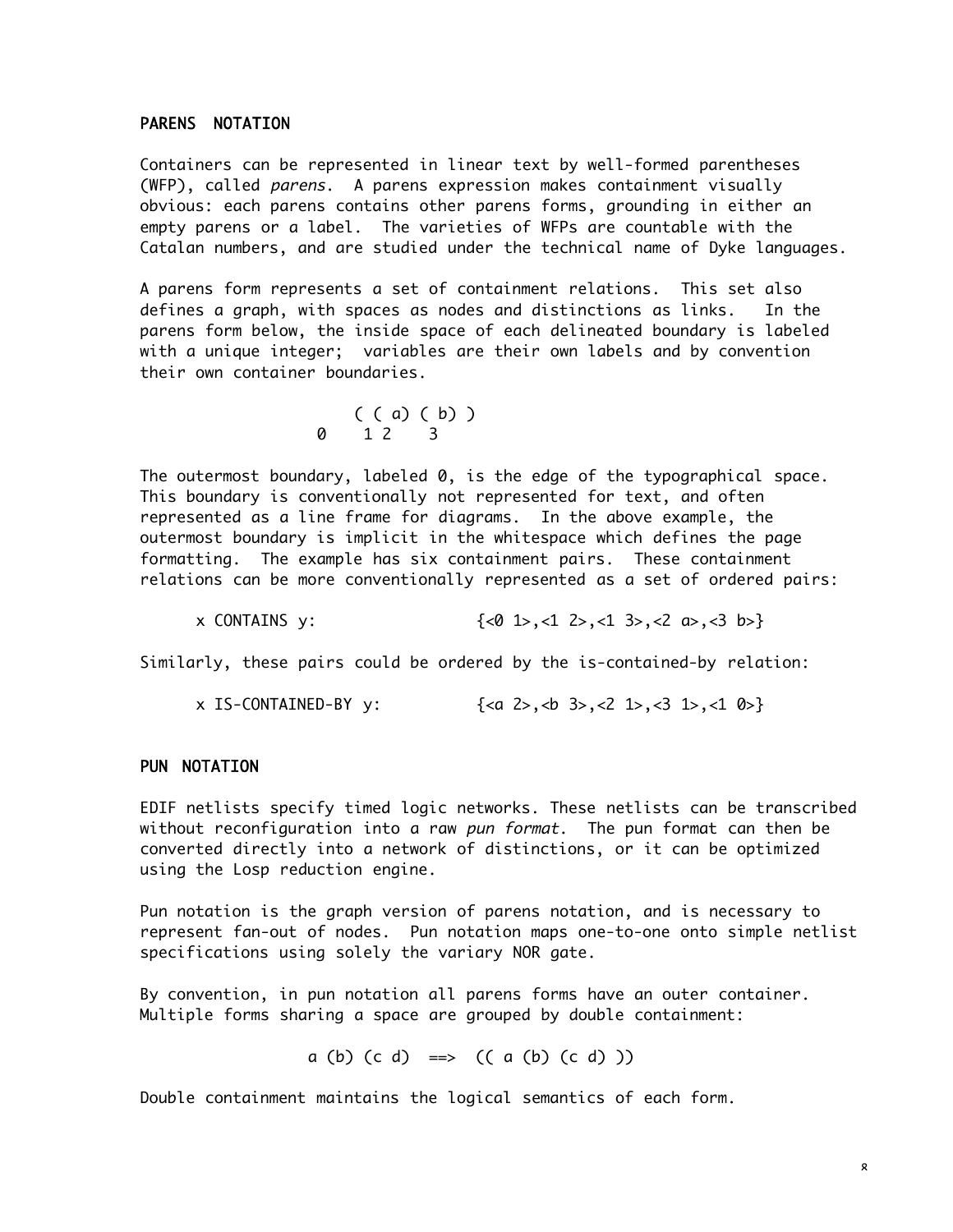## PARENS NOTATION

Containers can be represented in linear text by well-formed parentheses (WFP), called *parens*. A parens expression makes containment visually obvious: each parens contains other parens forms, grounding in either an empty parens or a label. The varieties of WFPs are countable with the Catalan numbers, and are studied under the technical name of Dyke languages.

A parens form represents a set of containment relations. This set also defines a graph, with spaces as nodes and distinctions as links. In the parens form below, the inside space of each delineated boundary is labeled with a unique integer; variables are their own labels and by convention their own container boundaries.

```
        ( ( a) ( b) )
      0    1 2    3
```

The outermost boundary, labeled 0, is the edge of the typographical space. This boundary is conventionally not represented for text, and often represented as a line frame for diagrams. In the above example, the outermost boundary is implicit in the whitespace which defines the page formatting. The example has six containment pairs. These containment relations can be more conventionally represented as a set of ordered pairs:

```
x CONTAINS y:              {<0 1>,<1 2>,<1 3>,<2 a>,<3 b>}
```

Similarly, these pairs could be ordered by the is-contained-by relation:

```
x IS-CONTAINED-BY y:       {<a 2>,<b 3>,<2 1>,<3 1>,<1 0>}
```

## PUN NOTATION

EDIF netlists specify timed logic networks. These netlists can be transcribed without reconfiguration into a raw *pun format*. The pun format can then be converted directly into a network of distinctions, or it can be optimized using the Losp reduction engine.

Pun notation is the graph version of parens notation, and is necessary to represent fan-out of nodes. Pun notation maps one-to-one onto simple netlist specifications using solely the variary NOR gate.

By convention, in pun notation all parens forms have an outer container. Multiple forms sharing a space are grouped by double containment:

```
a (b) (c d)  ==>  (( a (b) (c d) ))
```

Double containment maintains the logical semantics of each form.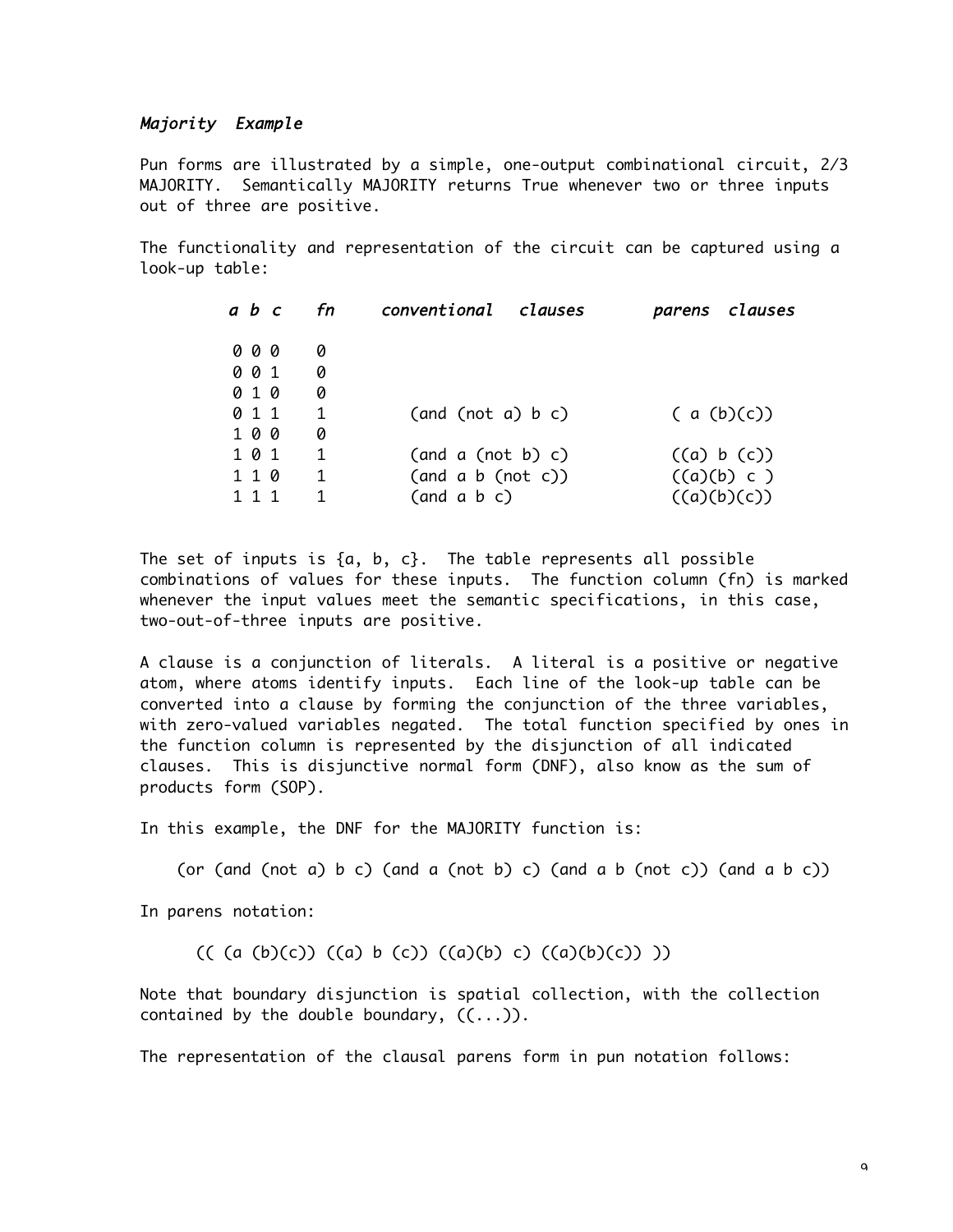### *Majority Example*

Pun forms are illustrated by a simple, one-output combinational circuit, 2/3 MAJORITY. Semantically MAJORITY returns True whenever two or three inputs out of three are positive.

The functionality and representation of the circuit can be captured using a look-up table:

| *a b c* | *fn* | *conventional clauses* | *parens clauses* |
|---|---|---|---|
| 0 0 0 | 0 | | |
| 0 0 1 | 0 | | |
| 0 1 0 | 0 | | |
| 0 1 1 | 1 | (and (not a) b c) | ( a (b)(c)) |
| 1 0 0 | 0 | | |
| 1 0 1 | 1 | (and a (not b) c) | ((a) b (c)) |
| 1 1 0 | 1 | (and a b (not c)) | ((a)(b) c ) |
| 1 1 1 | 1 | (and a b c) | ((a)(b)(c)) |

The set of inputs is {a, b, c}. The table represents all possible combinations of values for these inputs. The function column (fn) is marked whenever the input values meet the semantic specifications, in this case, two-out-of-three inputs are positive.

A clause is a conjunction of literals. A literal is a positive or negative atom, where atoms identify inputs. Each line of the look-up table can be converted into a clause by forming the conjunction of the three variables, with zero-valued variables negated. The total function specified by ones in the function column is represented by the disjunction of all indicated clauses. This is disjunctive normal form (DNF), also know as the sum of products form (SOP).

In this example, the DNF for the MAJORITY function is:

```
(or (and (not a) b c) (and a (not b) c) (and a b (not c)) (and a b c))
```

In parens notation:

```
(( (a (b)(c)) ((a) b (c)) ((a)(b) c) ((a)(b)(c)) ))
```

Note that boundary disjunction is spatial collection, with the collection contained by the double boundary, ((...)).

The representation of the clausal parens form in pun notation follows: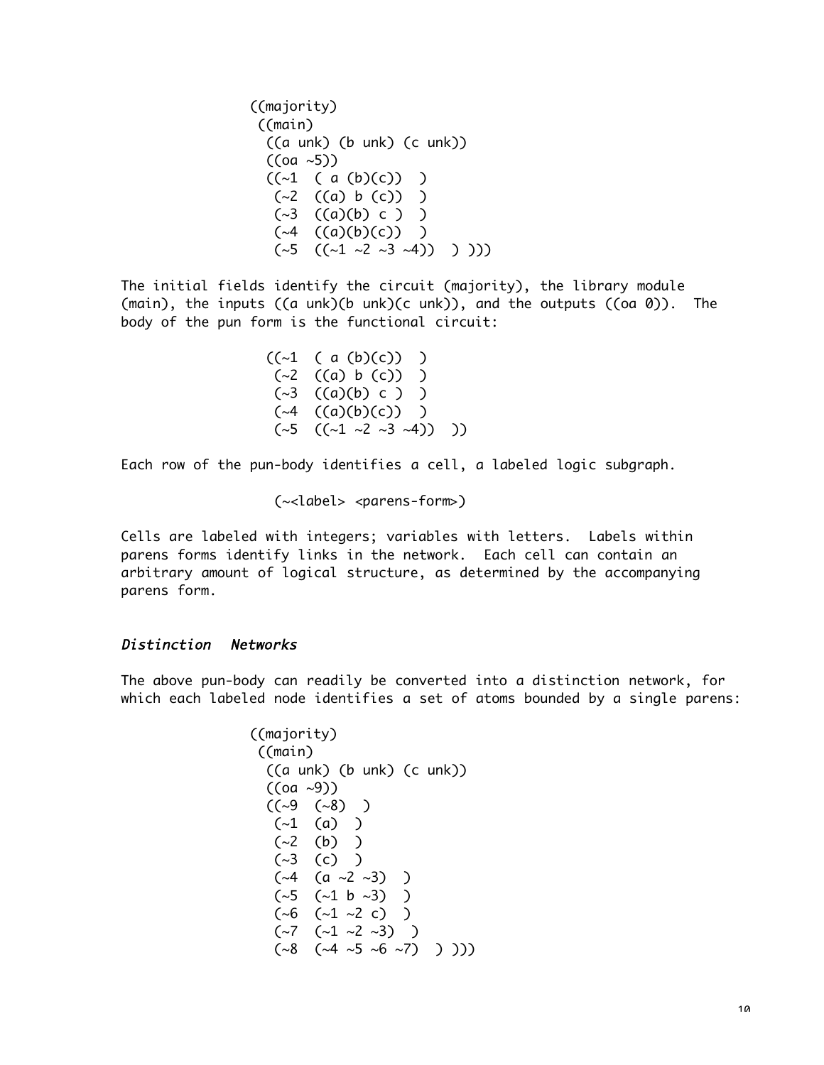```
((majority)
 ((main)
  ((a unk) (b unk) (c unk))
  ((oa ~5))
  ((~1  ( a (b)(c))  )
   (~2  ((a) b (c))  )
   (~3  ((a)(b) c )  )
   (~4  ((a)(b)(c))  )
   (~5  ((~1 ~2 ~3 ~4))  ) )))
```

The initial fields identify the circuit (majority), the library module (main), the inputs ((a unk)(b unk)(c unk)), and the outputs ((oa 0)). The body of the pun form is the functional circuit:

```
((~1  ( a (b)(c))  )
 (~2  ((a) b (c))  )
 (~3  ((a)(b) c )  )
 (~4  ((a)(b)(c))  )
 (~5  ((~1 ~2 ~3 ~4))  ))
```

Each row of the pun-body identifies a cell, a labeled logic subgraph.

```
(~<label> <parens-form>)
```

Cells are labeled with integers; variables with letters. Labels within parens forms identify links in the network. Each cell can contain an arbitrary amount of logical structure, as determined by the accompanying parens form.

### *Distinction Networks*

The above pun-body can readily be converted into a distinction network, for which each labeled node identifies a set of atoms bounded by a single parens:

```
((majority)
 ((main)
  ((a unk) (b unk) (c unk))
  ((oa ~9))
  ((~9  (~8)  )
   (~1  (a)  )
   (~2  (b)  )
   (~3  (c)  )
   (~4  (a ~2 ~3)  )
   (~5  (~1 b ~3)  )
   (~6  (~1 ~2 c)  )
   (~7  (~1 ~2 ~3)  )
   (~8  (~4 ~5 ~6 ~7)  ) )))
```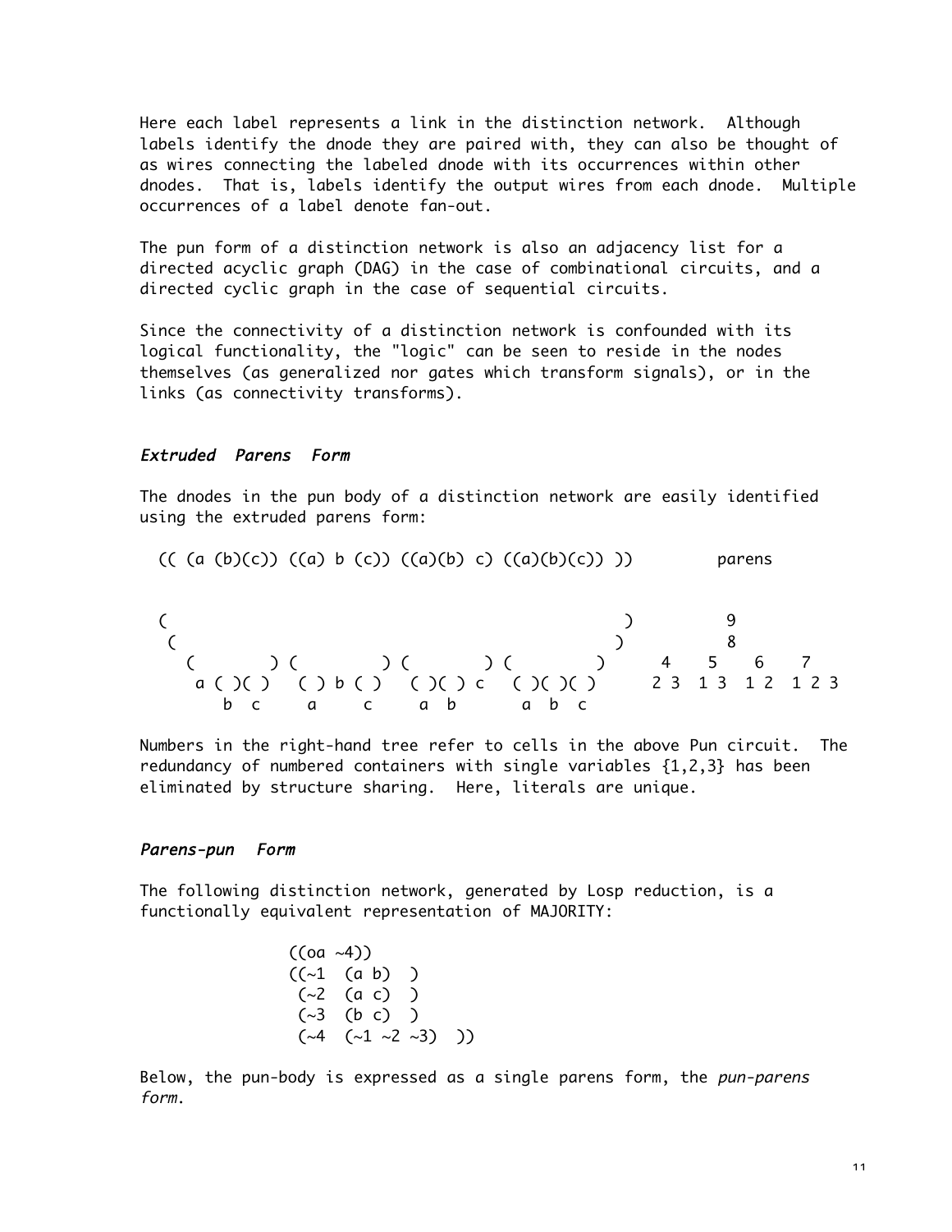Here each label represents a link in the distinction network. Although labels identify the dnode they are paired with, they can also be thought of as wires connecting the labeled dnode with its occurrences within other dnodes. That is, labels identify the output wires from each dnode. Multiple occurrences of a label denote fan-out.

The pun form of a distinction network is also an adjacency list for a directed acyclic graph (DAG) in the case of combinational circuits, and a directed cyclic graph in the case of sequential circuits.

Since the connectivity of a distinction network is confounded with its logical functionality, the "logic" can be seen to reside in the nodes themselves (as generalized nor gates which transform signals), or in the links (as connectivity transforms).

### *Extruded Parens Form*

The dnodes in the pun body of a distinction network are easily identified using the extruded parens form:

```
(( (a (b)(c)) ((a) b (c)) ((a)(b) c) ((a)(b)(c)) ))         parens


(                                                   )          9
 (                                                 )           8
   (        ) (         ) (        ) (         )      4    5    6    7
    a ( )( )   ( ) b ( )   ( )( ) c   ( )( )( )     2 3  1 3  1 2  1 2 3
       b  c     a     c     a  b       a  b  c
```

Numbers in the right-hand tree refer to cells in the above Pun circuit. The redundancy of numbered containers with single variables {1,2,3} has been eliminated by structure sharing. Here, literals are unique.

### *Parens-pun Form*

The following distinction network, generated by Losp reduction, is a functionally equivalent representation of MAJORITY:

```
((oa ~4))
((~1  (a b)  )
 (~2  (a c)  )
 (~3  (b c)  )
 (~4  (~1 ~2 ~3)  ))
```

Below, the pun-body is expressed as a single parens form, the *pun-parens form*.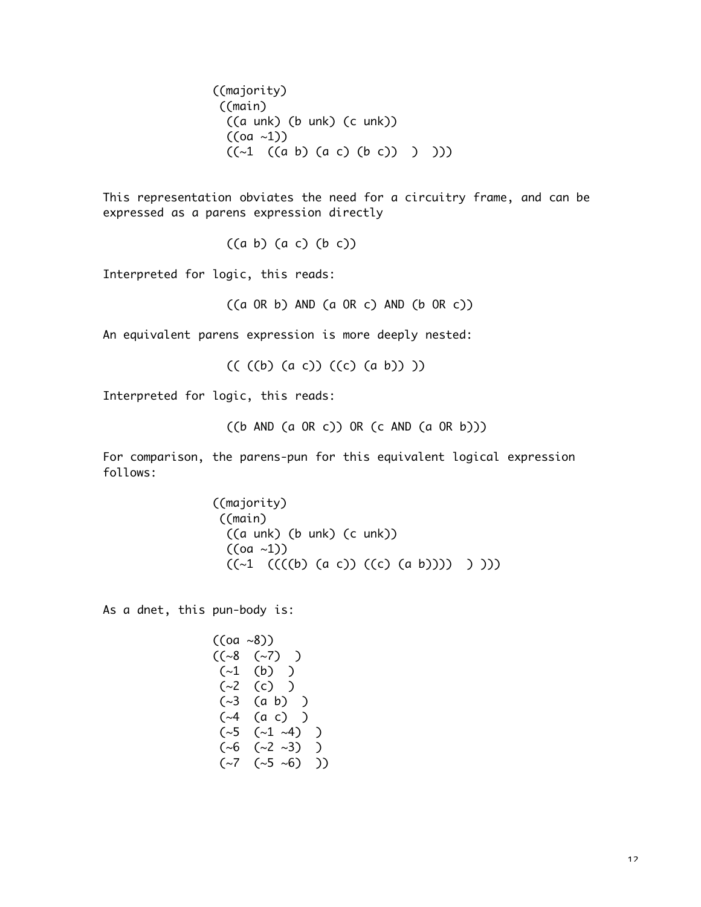```
((majority)
 ((main)
  ((a unk) (b unk) (c unk))
  ((oa ~1))
  ((~1  ((a b) (a c) (b c))  )  )))
```

This representation obviates the need for a circuitry frame, and can be expressed as a parens expression directly

```
((a b) (a c) (b c))
```

Interpreted for logic, this reads:

```
((a OR b) AND (a OR c) AND (b OR c))
```

An equivalent parens expression is more deeply nested:

```
(( ((b) (a c)) ((c) (a b)) ))
```

Interpreted for logic, this reads:

```
((b AND (a OR c)) OR (c AND (a OR b)))
```

For comparison, the parens-pun for this equivalent logical expression follows:

```
((majority)
 ((main)
  ((a unk) (b unk) (c unk))
  ((oa ~1))
  ((~1  ((((b) (a c)) ((c) (a b))))  ) )))
```

As a dnet, this pun-body is:

```
((oa ~8))
((~8  (~7)  )
 (~1  (b)  )
 (~2  (c)  )
 (~3  (a b)  )
 (~4  (a c)  )
 (~5  (~1 ~4)  )
 (~6  (~2 ~3)  )
 (~7  (~5 ~6)  ))
```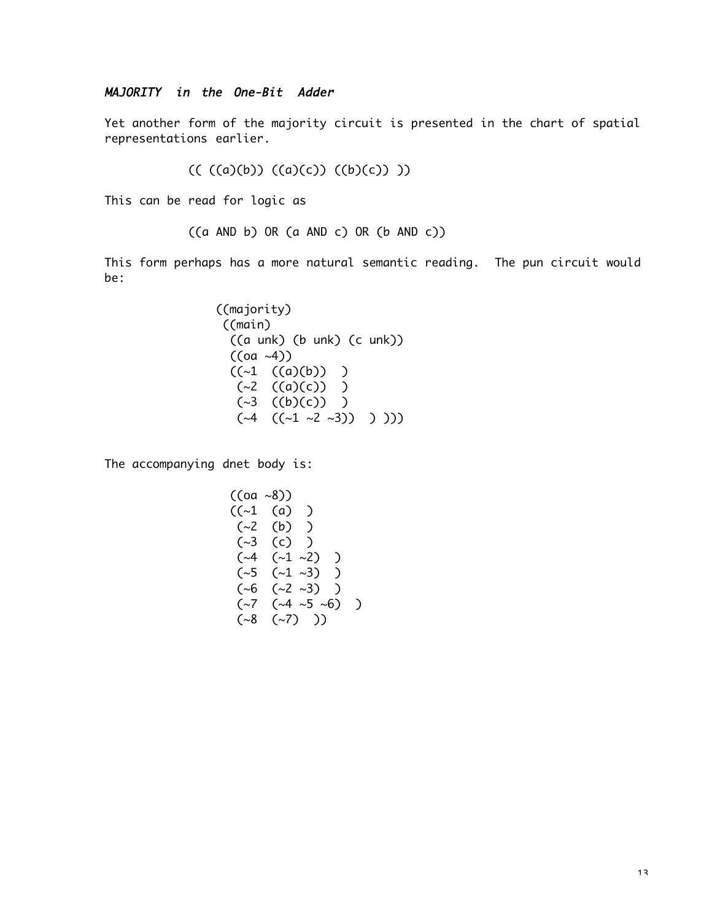### *MAJORITY in the One-Bit Adder*

Yet another form of the majority circuit is presented in the chart of spatial representations earlier.

```
(( ((a)(b)) ((a)(c)) ((b)(c)) ))
```

This can be read for logic as

```
((a AND b) OR (a AND c) OR (b AND c))
```

This form perhaps has a more natural semantic reading. The pun circuit would be:

```
((majority)
 ((main)
  ((a unk) (b unk) (c unk))
  ((oa ~4))
  ((~1  ((a)(b))  )
   (~2  ((a)(c))  )
   (~3  ((b)(c))  )
   (~4  ((~1 ~2 ~3))  ) )))
```

The accompanying dnet body is:

```
((oa ~8))
((~1  (a)  )
 (~2  (b)  )
 (~3  (c)  )
 (~4  (~1 ~2)  )
 (~5  (~1 ~3)  )
 (~6  (~2 ~3)  )
 (~7  (~4 ~5 ~6)  )
 (~8  (~7)  ))
```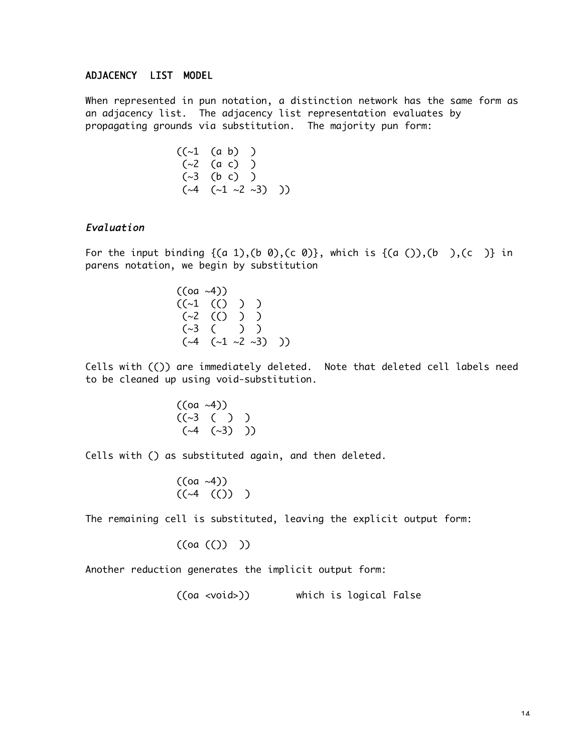## ADJACENCY LIST MODEL

When represented in pun notation, a distinction network has the same form as an adjacency list. The adjacency list representation evaluates by propagating grounds via substitution. The majority pun form:

```
((~1  (a b)  )
 (~2  (a c)  )
 (~3  (b c)  )
 (~4  (~1 ~2 ~3)  ))
```

### *Evaluation*

For the input binding {(a 1),(b 0),(c 0)}, which is {(a ()),(b  ),(c  )} in parens notation, we begin by substitution

```
((oa ~4))
((~1  (()  )  )
 (~2  (()  )  )
 (~3  (    )  )
 (~4  (~1 ~2 ~3)  ))
```

Cells with (()) are immediately deleted. Note that deleted cell labels need to be cleaned up using void-substitution.

```
((oa ~4))
((~3  (  )  )
 (~4  (~3)  ))
```

Cells with () as substituted again, and then deleted.

```
((oa ~4))
((~4  (())  )
```

The remaining cell is substituted, leaving the explicit output form:

```
((oa (())  ))
```

Another reduction generates the implicit output form:

```
((oa <void>))        which is logical False
```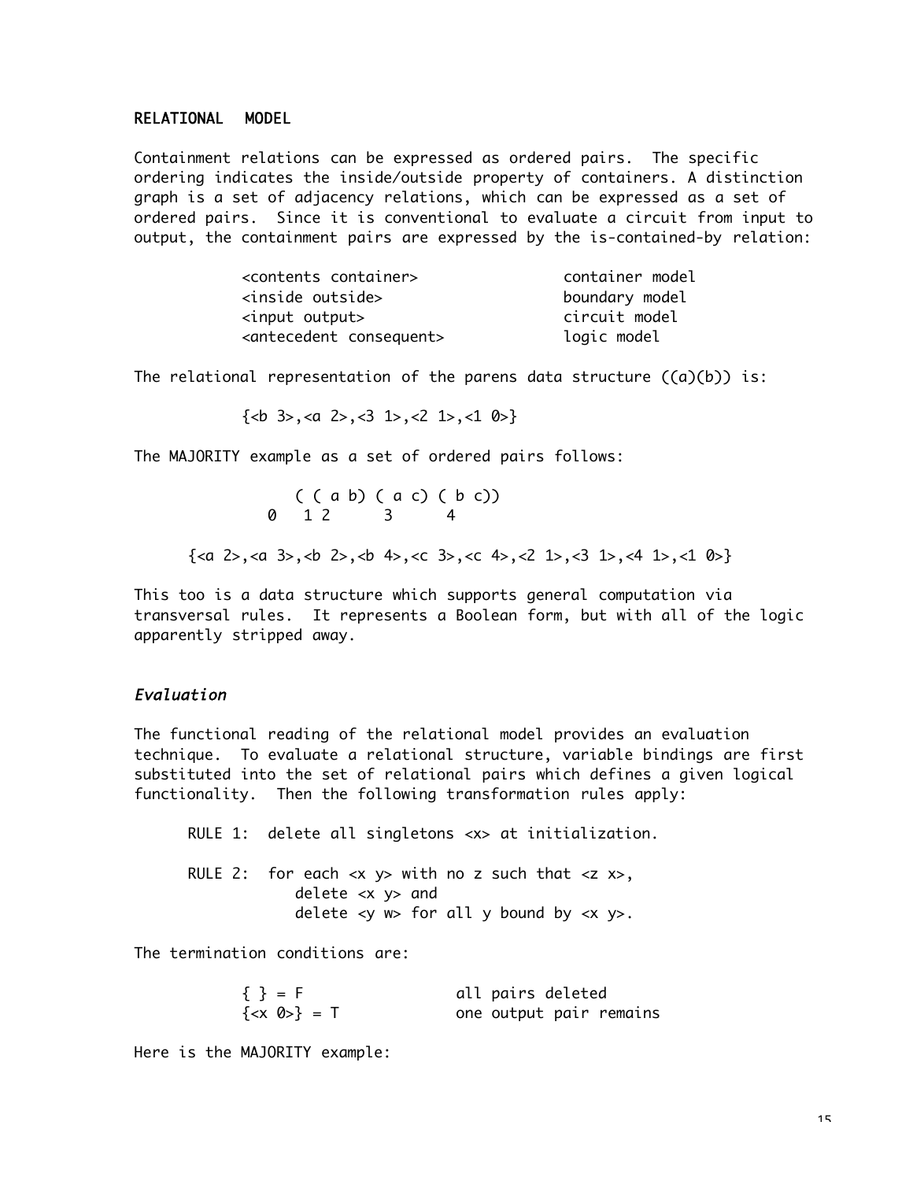## RELATIONAL MODEL

Containment relations can be expressed as ordered pairs. The specific ordering indicates the inside/outside property of containers. A distinction graph is a set of adjacency relations, which can be expressed as a set of ordered pairs. Since it is conventional to evaluate a circuit from input to output, the containment pairs are expressed by the is-contained-by relation:

```
<contents container>            container model
<inside outside>                boundary model
<input output>                  circuit model
<antecedent consequent>         logic model
```

The relational representation of the parens data structure ((a)(b)) is:

```
{<b 3>,<a 2>,<3 1>,<2 1>,<1 0>}
```

The MAJORITY example as a set of ordered pairs follows:

```
    ( ( a b) ( a c) ( b c))
  0   1 2      3      4

{<a 2>,<a 3>,<b 2>,<b 4>,<c 3>,<c 4>,<2 1>,<3 1>,<4 1>,<1 0>}
```

This too is a data structure which supports general computation via transversal rules. It represents a Boolean form, but with all of the logic apparently stripped away.

### *Evaluation*

The functional reading of the relational model provides an evaluation technique. To evaluate a relational structure, variable bindings are first substituted into the set of relational pairs which defines a given logical functionality. Then the following transformation rules apply:

```
RULE 1:  delete all singletons <x> at initialization.

RULE 2:  for each <x y> with no z such that <z x>,
             delete <x y> and
             delete <y w> for all y bound by <x y>.
```

The termination conditions are:

```
{ } = F                 all pairs deleted
{<x 0>} = T             one output pair remains
```

Here is the MAJORITY example: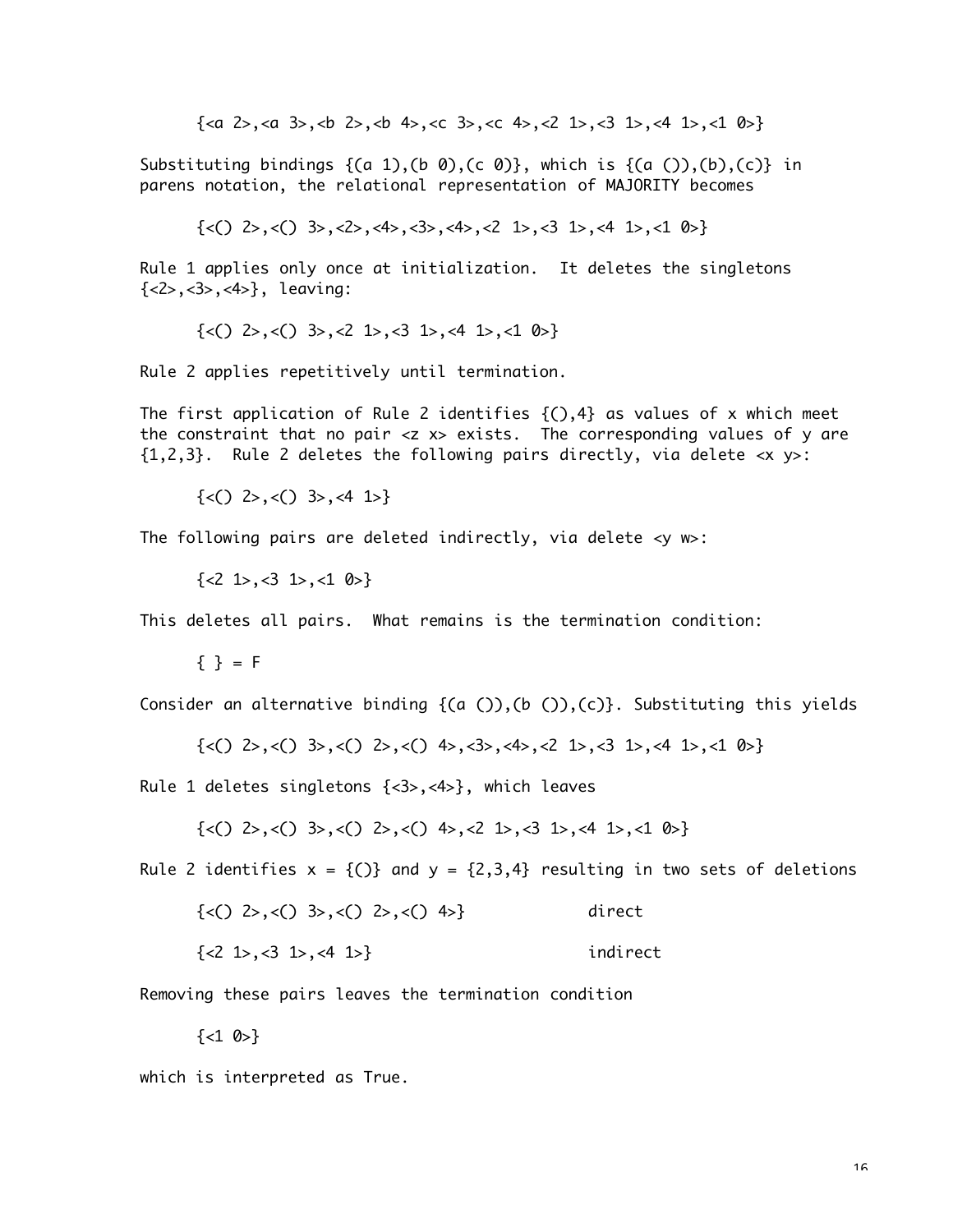{<a 2>,<a 3>,<b 2>,<b 4>,<c 3>,<c 4>,<2 1>,<3 1>,<4 1>,<1 0>}

Substituting bindings {(a 1),(b 0),(c 0)}, which is {(a ()),(b),(c)} in parens notation, the relational representation of MAJORITY becomes

{<() 2>,<() 3>,<2>,<4>,<3>,<4>,<2 1>,<3 1>,<4 1>,<1 0>}

Rule 1 applies only once at initialization. It deletes the singletons {<2>,<3>,<4>}, leaving:

{<() 2>,<() 3>,<2 1>,<3 1>,<4 1>,<1 0>}

Rule 2 applies repetitively until termination.

The first application of Rule 2 identifies {(),4} as values of x which meet the constraint that no pair <z x> exists. The corresponding values of y are {1,2,3}. Rule 2 deletes the following pairs directly, via delete <x y>:

{<() 2>,<() 3>,<4 1>}

The following pairs are deleted indirectly, via delete <y w>:

{<2 1>,<3 1>,<1 0>}

This deletes all pairs. What remains is the termination condition:

{ } = F

Consider an alternative binding {(a ()),(b ()),(c)}. Substituting this yields

{<() 2>,<() 3>,<() 2>,<() 4>,<3>,<4>,<2 1>,<3 1>,<4 1>,<1 0>}

Rule 1 deletes singletons {<3>,<4>}, which leaves

{<() 2>,<() 3>,<() 2>,<() 4>,<2 1>,<3 1>,<4 1>,<1 0>}

Rule 2 identifies x = {()} and y = {2,3,4} resulting in two sets of deletions

{<() 2>,<() 3>,<() 2>,<() 4>}          direct

{<2 1>,<3 1>,<4 1>}          indirect

Removing these pairs leaves the termination condition

{<1 0>}

which is interpreted as True.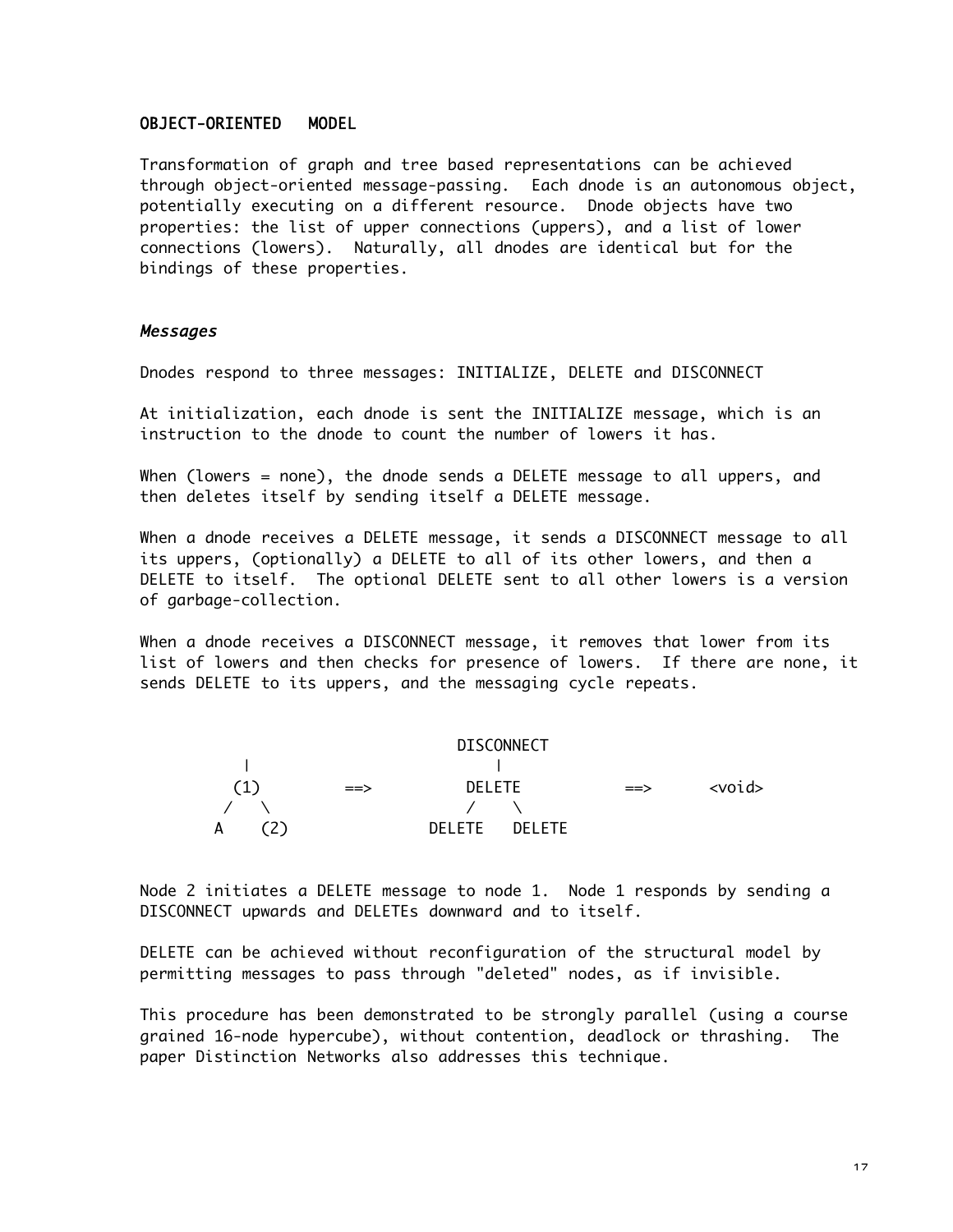### OBJECT-ORIENTED MODEL

Transformation of graph and tree based representations can be achieved through object-oriented message-passing. Each dnode is an autonomous object, potentially executing on a different resource. Dnode objects have two properties: the list of upper connections (uppers), and a list of lower connections (lowers). Naturally, all dnodes are identical but for the bindings of these properties.

#### *Messages*

Dnodes respond to three messages: INITIALIZE, DELETE and DISCONNECT

At initialization, each dnode is sent the INITIALIZE message, which is an instruction to the dnode to count the number of lowers it has.

When (lowers = none), the dnode sends a DELETE message to all uppers, and then deletes itself by sending itself a DELETE message.

When a dnode receives a DELETE message, it sends a DISCONNECT message to all its uppers, (optionally) a DELETE to all of its other lowers, and then a DELETE to itself. The optional DELETE sent to all other lowers is a version of garbage-collection.

When a dnode receives a DISCONNECT message, it removes that lower from its list of lowers and then checks for presence of lowers. If there are none, it sends DELETE to its uppers, and the messaging cycle repeats.

```
                                DISCONNECT
     |                              |
    (1)        ==>               DELETE            ==>      <void>
   /   \                         /    \
  A    (2)                   DELETE   DELETE
```

Node 2 initiates a DELETE message to node 1. Node 1 responds by sending a DISCONNECT upwards and DELETEs downward and to itself.

DELETE can be achieved without reconfiguration of the structural model by permitting messages to pass through "deleted" nodes, as if invisible.

This procedure has been demonstrated to be strongly parallel (using a course grained 16-node hypercube), without contention, deadlock or thrashing. The paper Distinction Networks also addresses this technique.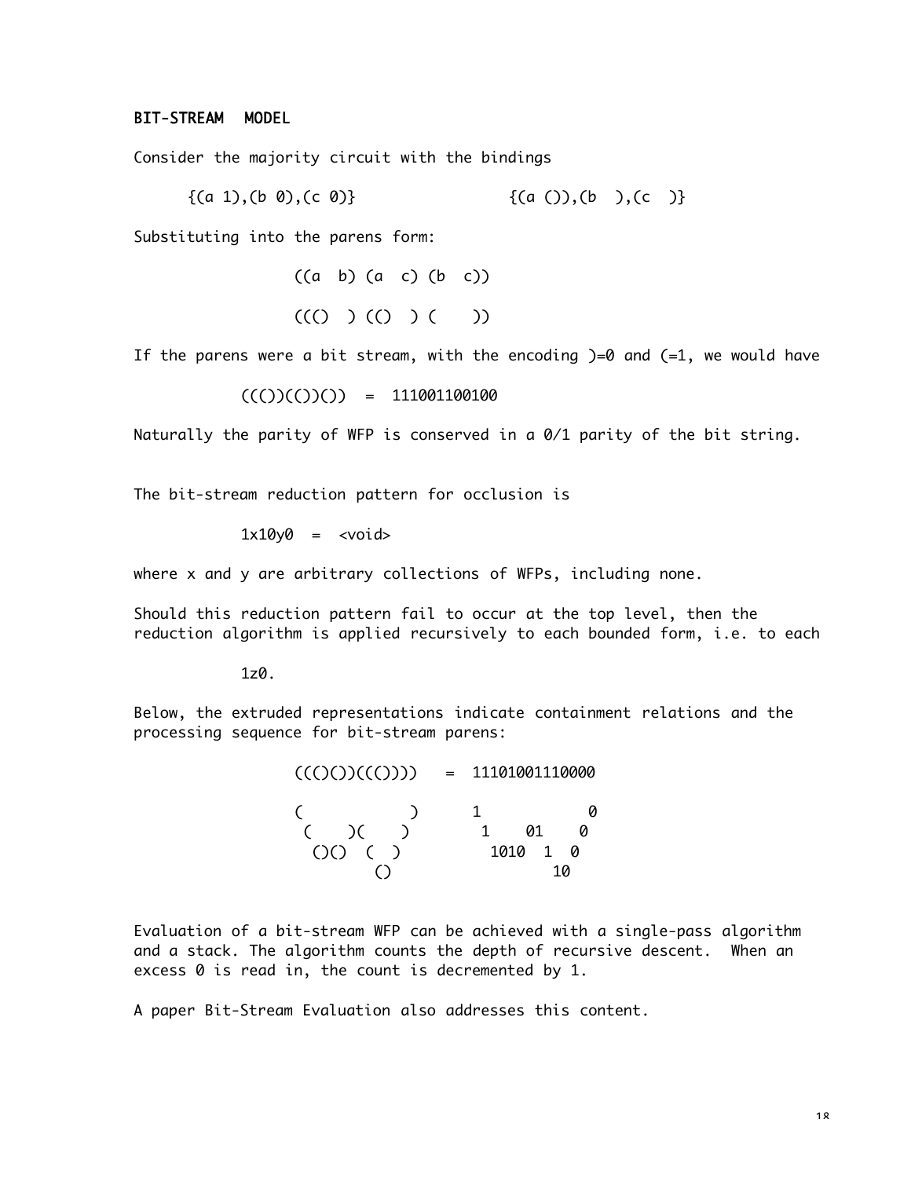### BIT-STREAM MODEL

Consider the majority circuit with the bindings

```
{(a 1),(b 0),(c 0)}              {(a ()),(b  ),(c  )}
```

Substituting into the parens form:

```
((a  b) (a  c) (b  c))

((()  ) (()  ) (    ))
```

If the parens were a bit stream, with the encoding )=0 and (=1, we would have

```
((())(())())  =  111001100100
```

Naturally the parity of WFP is conserved in a 0/1 parity of the bit string.

The bit-stream reduction pattern for occlusion is

```
1x10y0  =  <void>
```

where x and y are arbitrary collections of WFPs, including none.

Should this reduction pattern fail to occur at the top level, then the reduction algorithm is applied recursively to each bounded form, i.e. to each

```
1z0.
```

Below, the extruded representations indicate containment relations and the processing sequence for bit-stream parens:

```
((()())(()))    =  11101001110000

(           )      1           0
 (    )(    )       1    01    0
  ()()  (  )         1010  1  0
        ()                 10
```

Evaluation of a bit-stream WFP can be achieved with a single-pass algorithm and a stack. The algorithm counts the depth of recursive descent. When an excess 0 is read in, the count is decremented by 1.

A paper Bit-Stream Evaluation also addresses this content.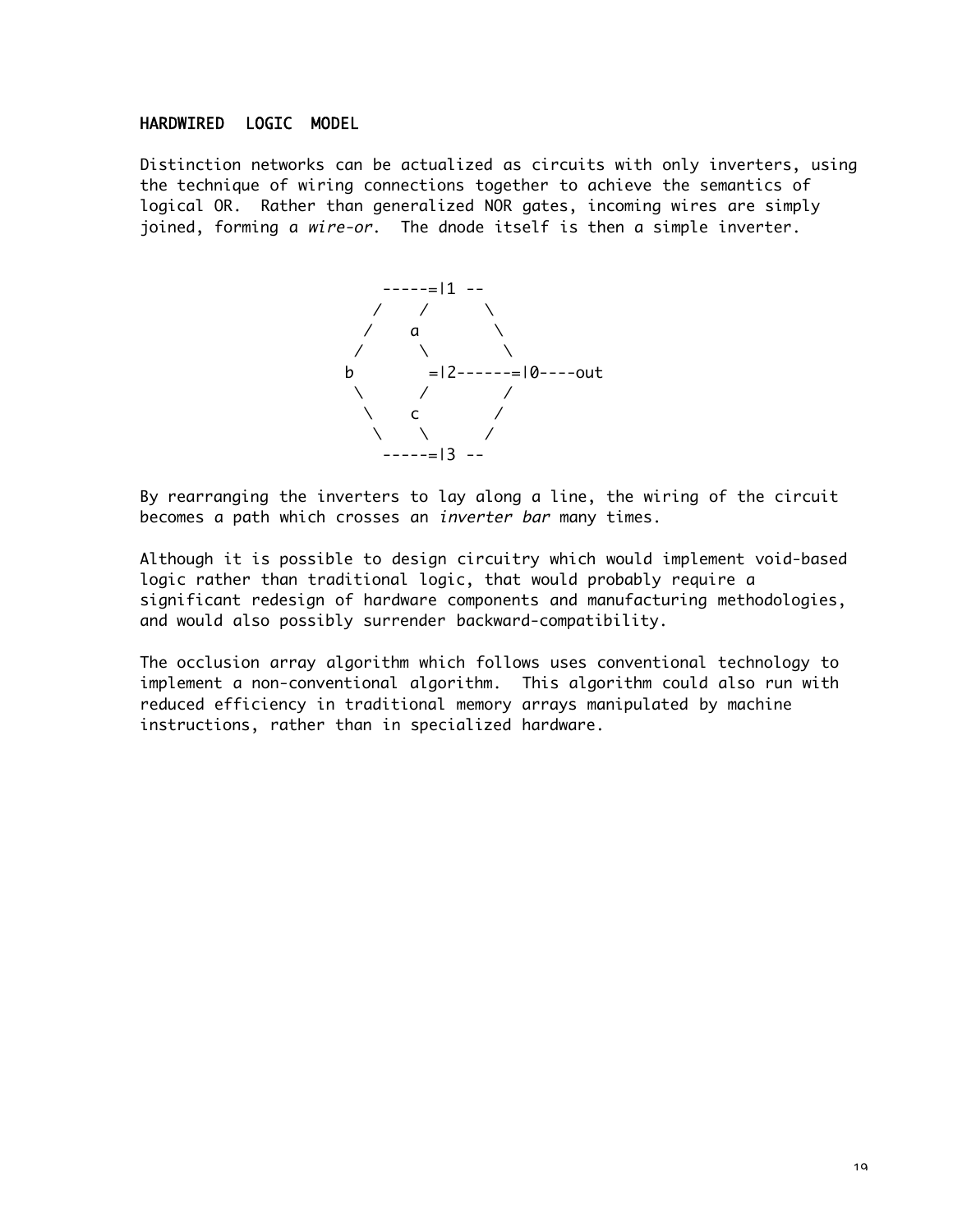## HARDWIRED LOGIC MODEL

Distinction networks can be actualized as circuits with only inverters, using the technique of wiring connections together to achieve the semantics of logical OR. Rather than generalized NOR gates, incoming wires are simply joined, forming a *wire-or*. The dnode itself is then a simple inverter.

```
      -----=|1 --
     /    /      \
    /    a        \
   /      \        \
  b        =|2------=|0----out
   \      /        /
    \    c        /
     \    \      /
      -----=|3 --
```

By rearranging the inverters to lay along a line, the wiring of the circuit becomes a path which crosses an *inverter bar* many times.

Although it is possible to design circuitry which would implement void-based logic rather than traditional logic, that would probably require a significant redesign of hardware components and manufacturing methodologies, and would also possibly surrender backward-compatibility.

The occlusion array algorithm which follows uses conventional technology to implement a non-conventional algorithm. This algorithm could also run with reduced efficiency in traditional memory arrays manipulated by machine instructions, rather than in specialized hardware.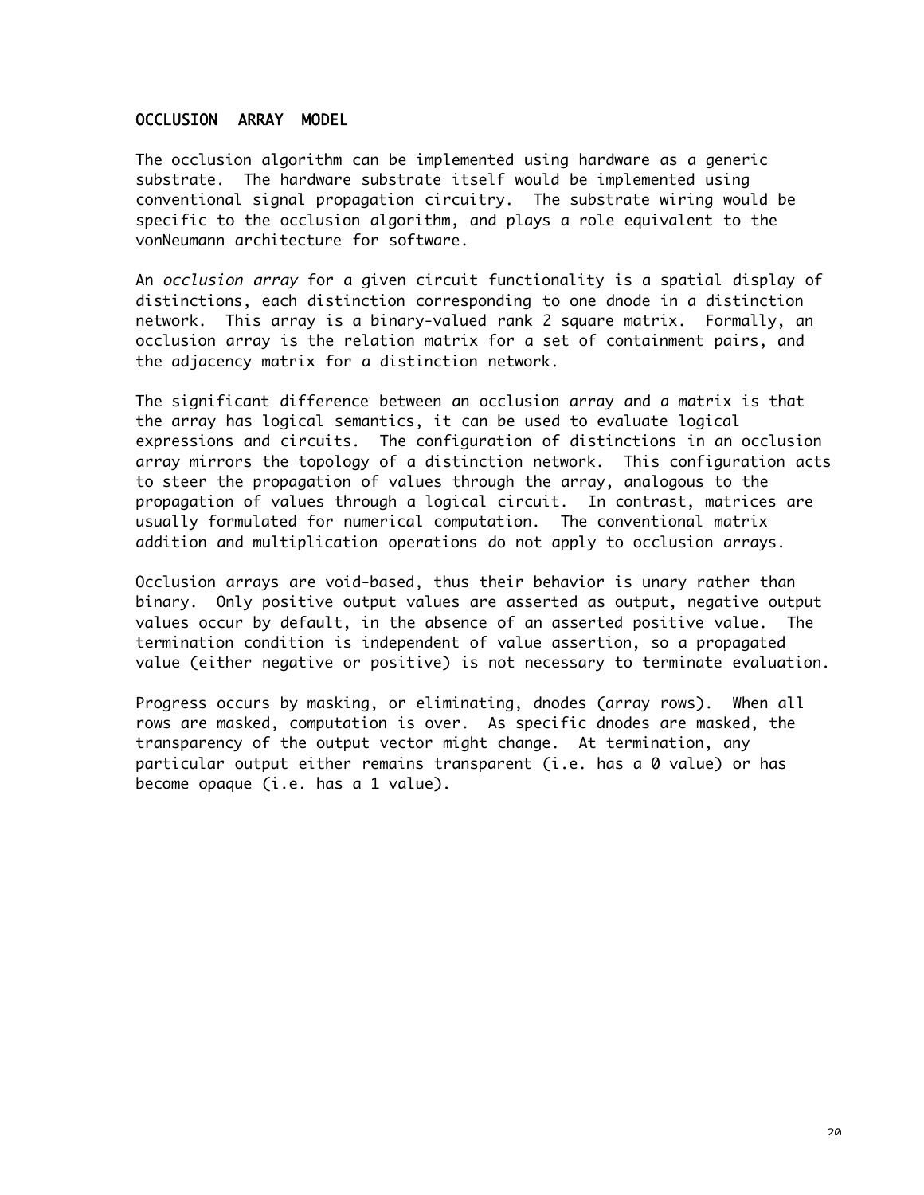## OCCLUSION ARRAY MODEL

The occlusion algorithm can be implemented using hardware as a generic substrate. The hardware substrate itself would be implemented using conventional signal propagation circuitry. The substrate wiring would be specific to the occlusion algorithm, and plays a role equivalent to the vonNeumann architecture for software.

An *occlusion array* for a given circuit functionality is a spatial display of distinctions, each distinction corresponding to one dnode in a distinction network. This array is a binary-valued rank 2 square matrix. Formally, an occlusion array is the relation matrix for a set of containment pairs, and the adjacency matrix for a distinction network.

The significant difference between an occlusion array and a matrix is that the array has logical semantics, it can be used to evaluate logical expressions and circuits. The configuration of distinctions in an occlusion array mirrors the topology of a distinction network. This configuration acts to steer the propagation of values through the array, analogous to the propagation of values through a logical circuit. In contrast, matrices are usually formulated for numerical computation. The conventional matrix addition and multiplication operations do not apply to occlusion arrays.

Occlusion arrays are void-based, thus their behavior is unary rather than binary. Only positive output values are asserted as output, negative output values occur by default, in the absence of an asserted positive value. The termination condition is independent of value assertion, so a propagated value (either negative or positive) is not necessary to terminate evaluation.

Progress occurs by masking, or eliminating, dnodes (array rows). When all rows are masked, computation is over. As specific dnodes are masked, the transparency of the output vector might change. At termination, any particular output either remains transparent (i.e. has a 0 value) or has become opaque (i.e. has a 1 value).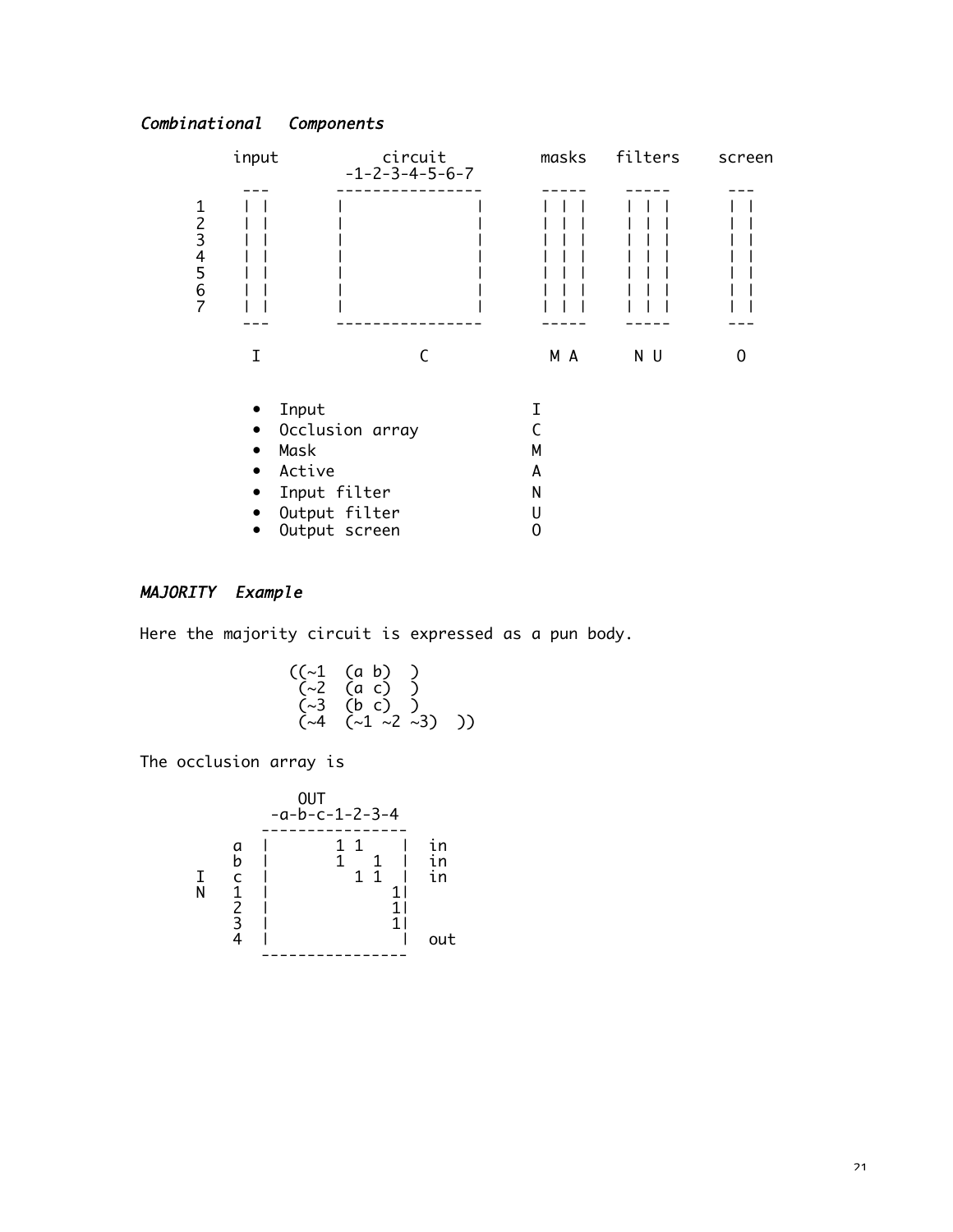### *Combinational Components*

```
          input           circuit          masks   filters    screen
                       -1-2-3-4-5-6-7
           ---        ----------------     -----    -----      ---
     1    | |        |                |    | | |    | | |      | |
     2    | |        |                |    | | |    | | |      | |
     3    | |        |                |    | | |    | | |      | |
     4    | |        |                |    | | |    | | |      | |
     5    | |        |                |    | | |    | | |      | |
     6    | |        |                |    | | |    | | |      | |
     7    | |        |                |    | | |    | | |      | |
           ---        ----------------     -----    -----      ---

           I                 C              M A      N U        O
```

- Input I
- Occlusion array C
- Mask M
- Active A
- Input filter N
- Output filter U
- Output screen O

### *MAJORITY Example*

Here the majority circuit is expressed as a pun body.

```
((~1  (a b)  )
 (~2  (a c)  )
 (~3  (b c)  )
 (~4  (~1 ~2 ~3)  ))
```

The occlusion array is

```
              OUT
          -a-b-c-1-2-3-4
          ----------------
      a  |        1 1    |  in
      b  |        1   1  |  in
  I   c  |          1 1  |  in
  N   1  |              1|
      2  |              1|
      3  |              1|
      4  |               |  out
          ----------------
```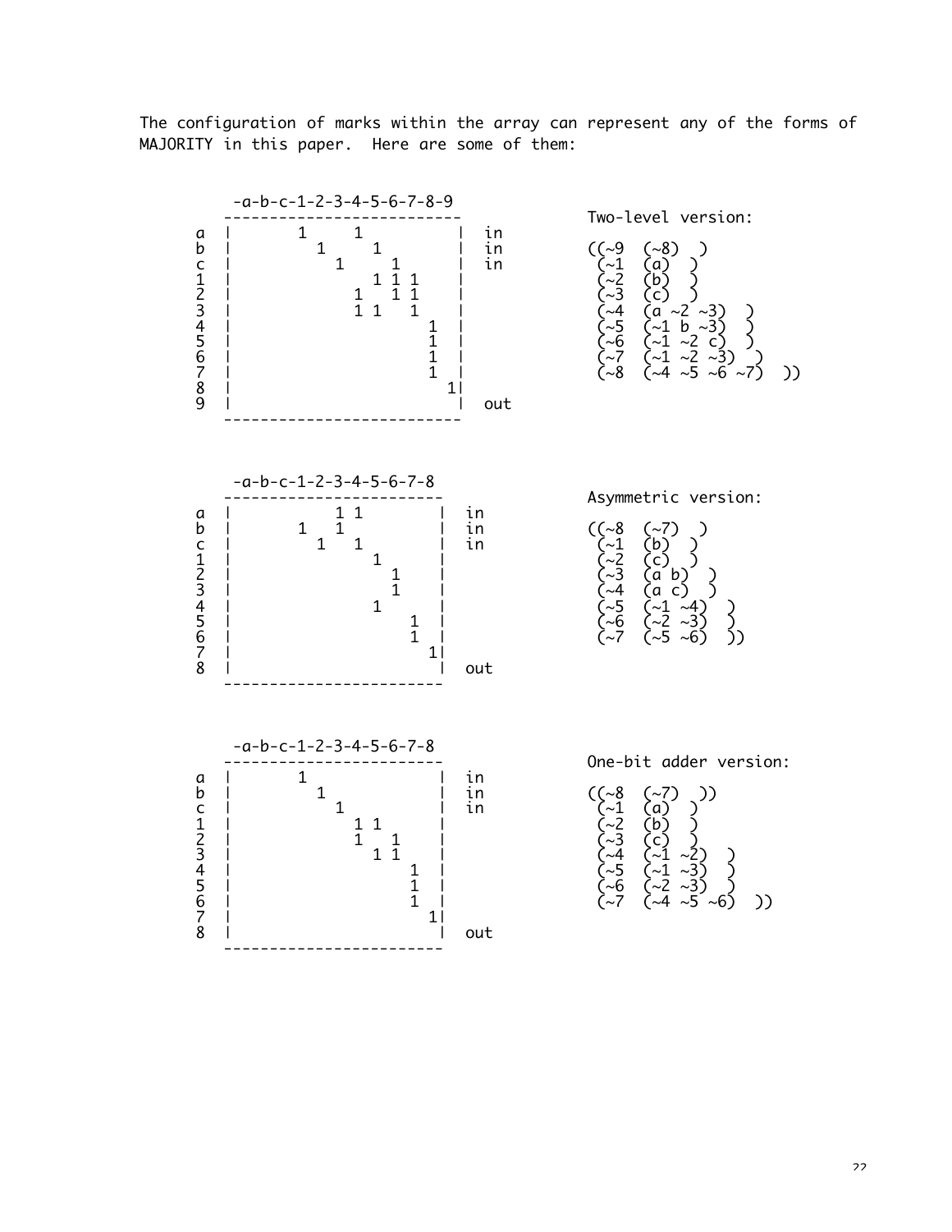The configuration of marks within the array can represent any of the forms of MAJORITY in this paper. Here are some of them:

```
     -a-b-c-1-2-3-4-5-6-7-8-9
    -------------------------
a   |       1     1          |  in
b   |         1     1        |  in
c   |           1     1      |  in
1   |               1 1 1    |
2   |             1   1 1    |
3   |             1 1   1    |
4   |                     1  |
5   |                     1  |
6   |                     1  |
7   |                     1  |
8   |                       1|
9   |                        |  out
    -------------------------
```

Two-level version:

```
((~9  (~8)  )
 (~1  (a)  )
 (~2  (b)  )
 (~3  (c)  )
 (~4  (a ~2 ~3)  )
 (~5  (~1 b ~3)  )
 (~6  (~1 ~2 c)  )
 (~7  (~1 ~2 ~3)  )
 (~8  (~4 ~5 ~6 ~7)  ))
```

```
     -a-b-c-1-2-3-4-5-6-7-8
    -----------------------
a   |           1 1        |  in
b   |       1   1          |  in
c   |         1   1        |  in
1   |               1      |
2   |                 1    |
3   |                 1    |
4   |               1      |
5   |                   1  |
6   |                   1  |
7   |                     1|
8   |                      |  out
    -----------------------
```

Asymmetric version:

```
((~8  (~7)  )
 (~1  (b)  )
 (~2  (c)  )
 (~3  (a b)  )
 (~4  (a c)  )
 (~5  (~1 ~4)  )
 (~6  (~2 ~3)  )
 (~7  (~5 ~6)  ))
```

```
     -a-b-c-1-2-3-4-5-6-7-8
    -----------------------
a   |       1              |  in
b   |         1            |  in
c   |           1          |  in
1   |             1 1      |
2   |             1   1    |
3   |               1 1    |
4   |                   1  |
5   |                   1  |
6   |                   1  |
7   |                     1|
8   |                      |  out
    -----------------------
```

One-bit adder version:

```
((~8  (~7)  ))
 (~1  (a)  )
 (~2  (b)  )
 (~3  (c)  )
 (~4  (~1 ~2)  )
 (~5  (~1 ~3)  )
 (~6  (~2 ~3)  )
 (~7  (~4 ~5 ~6)  ))
```